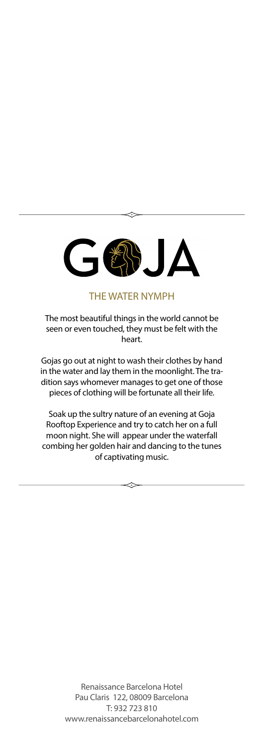# GOJA

## THE WATER NYMPH

The most beautiful things in the world cannot be seen or even touched, they must be felt with the heart.

Gojas go out at night to wash their clothes by hand in the water and lay them in the moonlight. The tradition says whomever manages to get one of those pieces of clothing will be fortunate all their life.

Soak up the sultry nature of an evening at Goja Rooftop Experience and try to catch her on a full moon night. She will appear under the waterfall combing her golden hair and dancing to the tunes of captivating music.

Renaissance Barcelona Hotel
Pau Claris 122, 08009 Barcelona
T: 932 723 810
www.renaissancebarcelonahotel.com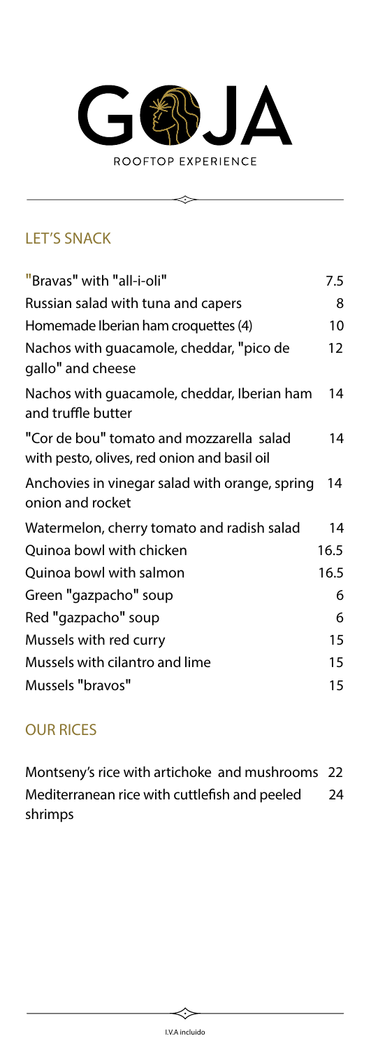# GOJA

ROOFTOP EXPERIENCE

## LET'S SNACK

| Item | Price |
| --- | --- |
| "Bravas" with "all-i-oli" | 7.5 |
| Russian salad with tuna and capers | 8 |
| Homemade Iberian ham croquettes (4) | 10 |
| Nachos with guacamole, cheddar, "pico de gallo" and cheese | 12 |
| Nachos with guacamole, cheddar, Iberian ham and truffle butter | 14 |
| "Cor de bou" tomato and mozzarella salad with pesto, olives, red onion and basil oil | 14 |
| Anchovies in vinegar salad with orange, spring onion and rocket | 14 |
| Watermelon, cherry tomato and radish salad | 14 |
| Quinoa bowl with chicken | 16.5 |
| Quinoa bowl with salmon | 16.5 |
| Green "gazpacho" soup | 6 |
| Red "gazpacho" soup | 6 |
| Mussels with red curry | 15 |
| Mussels with cilantro and lime | 15 |
| Mussels "bravos" | 15 |

## OUR RICES

| Item | Price |
| --- | --- |
| Montseny's rice with artichoke and mushrooms | 22 |
| Mediterranean rice with cuttlefish and peeled shrimps | 24 |

I.V.A incluido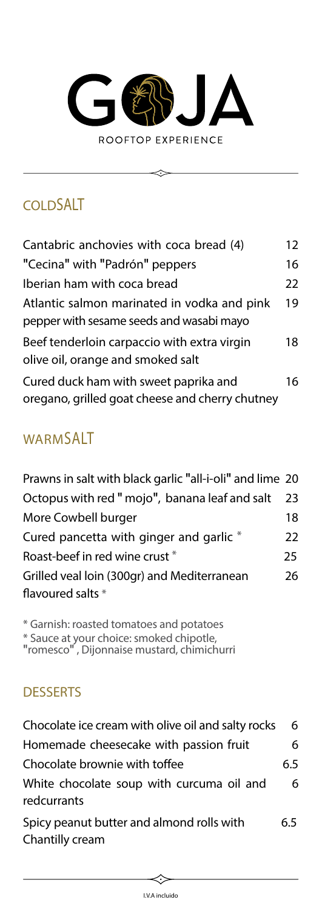# GOJA

ROOFTOP EXPERIENCE

## COLDSALT

| | |
|---|---|
| Cantabric anchovies with coca bread (4) | 12 |
| "Cecina" with "Padrón" peppers | 16 |
| Iberian ham with coca bread | 22 |
| Atlantic salmon marinated in vodka and pink pepper with sesame seeds and wasabi mayo | 19 |
| Beef tenderloin carpaccio with extra virgin olive oil, orange and smoked salt | 18 |
| Cured duck ham with sweet paprika and oregano, grilled goat cheese and cherry chutney | 16 |

## WARMSALT

| | |
|---|---|
| Prawns in salt with black garlic "all-i-oli" and lime | 20 |
| Octopus with red " mojo", banana leaf and salt | 23 |
| More Cowbell burger | 18 |
| Cured pancetta with ginger and garlic * | 22 |
| Roast-beef in red wine crust * | 25 |
| Grilled veal loin (300gr) and Mediterranean flavoured salts * | 26 |

\* Garnish: roasted tomatoes and potatoes
\* Sauce at your choice: smoked chipotle, "romesco" , Dijonnaise mustard, chimichurri

## DESSERTS

| | |
|---|---|
| Chocolate ice cream with olive oil and salty rocks | 6 |
| Homemade cheesecake with passion fruit | 6 |
| Chocolate brownie with toffee | 6.5 |
| White chocolate soup with curcuma oil and redcurrants | 6 |
| Spicy peanut butter and almond rolls with Chantilly cream | 6.5 |

I.V.A incluido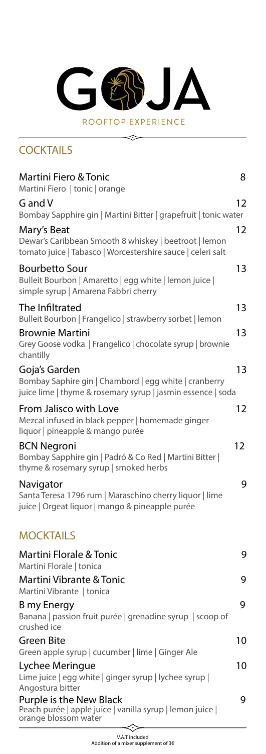# GOJA

ROOFTOP EXPERIENCE

## COCKTAILS

**Martini Fiero & Tonic** — 8
Martini Fiero | tonic | orange

**G and V** — 12
Bombay Sapphire gin | Martini Bitter | grapefruit | tonic water

**Mary's Beat** — 12
Dewar's Caribbean Smooth 8 whiskey | beetroot | lemon tomato juice | Tabasco | Worcestershire sauce | celeri salt

**Bourbetto Sour** — 13
Bulleit Bourbon | Amaretto | egg white | lemon juice | simple syrup | Amarena Fabbri cherry

**The Infiltrated** — 13
Bulleit Bourbon | Frangelico | strawberry sorbet | lemon

**Brownie Martini** — 13
Grey Goose vodka | Frangelico | chocolate syrup | brownie chantilly

**Goja's Garden** — 13
Bombay Saphire gin | Chambord | egg white | cranberry juice lime | thyme & rosemary syrup | jasmin essence | soda

**From Jalisco with Love** — 12
Mezcal infused in black pepper | homemade ginger liquor | pineapple & mango purée

**BCN Negroni** — 12
Bombay Sapphire gin | Padró & Co Red | Martini Bitter | thyme & rosemary syrup | smoked herbs

**Navigator** — 9
Santa Teresa 1796 rum | Maraschino cherry liquor | lime juice | Orgeat liquor | mango & pineapple purée

## MOCKTAILS

**Martini Florale & Tonic** — 9
Martini Florale | tonica

**Martini Vibrante & Tonic** — 9
Martini Vibrante | tonica

**B my Energy** — 9
Banana | passion fruit purée | grenadine syrup | scoop of crushed ice

**Green Bite** — 10
Green apple syrup | cucumber | lime | Ginger Ale

**Lychee Meringue** — 10
Lime juice | egg white | ginger syrup | lychee syrup | Angostura bitter

**Purple is the New Black** — 9
Peach purée | apple juice | vanilla syrup | lemon juice | orange blossom water

V.A.T included
Addition of a mixer supplement of 3€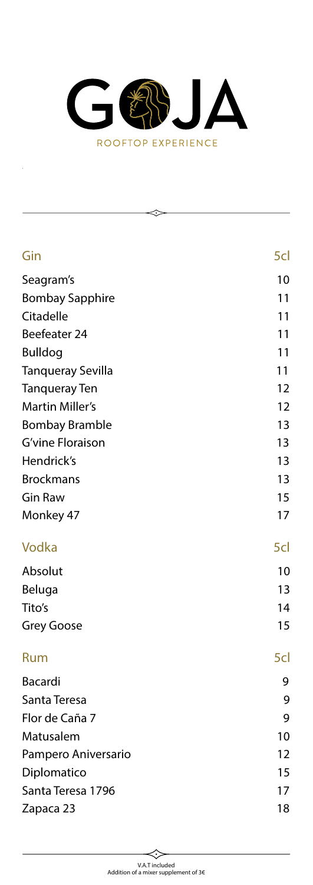# GOJA

ROOFTOP EXPERIENCE

| Gin | 5cl |
|---|---|
| Seagram's | 10 |
| Bombay Sapphire | 11 |
| Citadelle | 11 |
| Beefeater 24 | 11 |
| Bulldog | 11 |
| Tanqueray Sevilla | 11 |
| Tanqueray Ten | 12 |
| Martin Miller's | 12 |
| Bombay Bramble | 13 |
| G'vine Floraison | 13 |
| Hendrick's | 13 |
| Brockmans | 13 |
| Gin Raw | 15 |
| Monkey 47 | 17 |

| Vodka | 5cl |
|---|---|
| Absolut | 10 |
| Beluga | 13 |
| Tito's | 14 |
| Grey Goose | 15 |

| Rum | 5cl |
|---|---|
| Bacardi | 9 |
| Santa Teresa | 9 |
| Flor de Caña 7 | 9 |
| Matusalem | 10 |
| Pampero Aniversario | 12 |
| Diplomatico | 15 |
| Santa Teresa 1796 | 17 |
| Zapaca 23 | 18 |

V.A.T included
Addition of a mixer supplement of 3€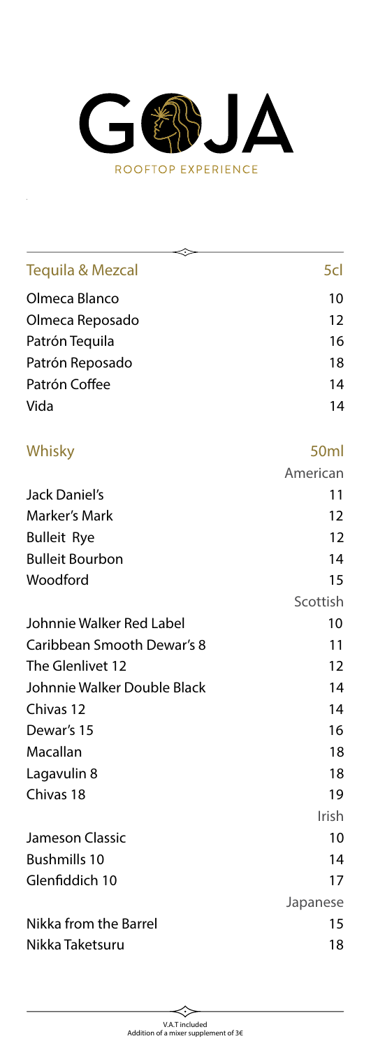# GOJA

ROOFTOP EXPERIENCE

| Tequila & Mezcal | 5cl |
| --- | --- |
| Olmeca Blanco | 10 |
| Olmeca Reposado | 12 |
| Patrón Tequila | 16 |
| Patrón Reposado | 18 |
| Patrón Coffee | 14 |
| Vida | 14 |

| Whisky | 50ml |
| --- | --- |
| | American |
| Jack Daniel's | 11 |
| Marker's Mark | 12 |
| Bulleit Rye | 12 |
| Bulleit Bourbon | 14 |
| Woodford | 15 |
| | Scottish |
| Johnnie Walker Red Label | 10 |
| Caribbean Smooth Dewar's 8 | 11 |
| The Glenlivet 12 | 12 |
| Johnnie Walker Double Black | 14 |
| Chivas 12 | 14 |
| Dewar's 15 | 16 |
| Macallan | 18 |
| Lagavulin 8 | 18 |
| Chivas 18 | 19 |
| | Irish |
| Jameson Classic | 10 |
| Bushmills 10 | 14 |
| Glenfiddich 10 | 17 |
| | Japanese |
| Nikka from the Barrel | 15 |
| Nikka Taketsuru | 18 |

V.A.T included
Addition of a mixer supplement of 3€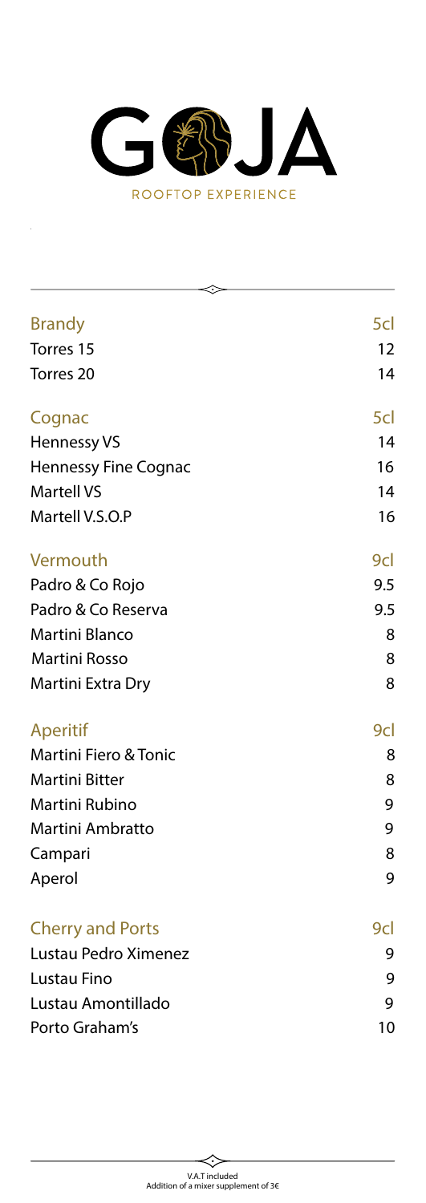# GOJA

ROOFTOP EXPERIENCE

| Brandy | 5cl |
|---|---|
| Torres 15 | 12 |
| Torres 20 | 14 |

| Cognac | 5cl |
|---|---|
| Hennessy VS | 14 |
| Hennessy Fine Cognac | 16 |
| Martell VS | 14 |
| Martell V.S.O.P | 16 |

| Vermouth | 9cl |
|---|---|
| Padro & Co Rojo | 9.5 |
| Padro & Co Reserva | 9.5 |
| Martini Blanco | 8 |
| Martini Rosso | 8 |
| Martini Extra Dry | 8 |

| Aperitif | 9cl |
|---|---|
| Martini Fiero & Tonic | 8 |
| Martini Bitter | 8 |
| Martini Rubino | 9 |
| Martini Ambratto | 9 |
| Campari | 8 |
| Aperol | 9 |

| Cherry and Ports | 9cl |
|---|---|
| Lustau Pedro Ximenez | 9 |
| Lustau Fino | 9 |
| Lustau Amontillado | 9 |
| Porto Graham's | 10 |

V.A.T included
Addition of a mixer supplement of 3€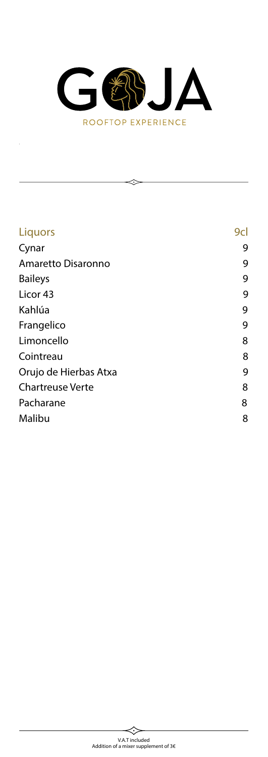# GOJA

ROOFTOP EXPERIENCE

| Liquors | 9cl |
| --- | --- |
| Cynar | 9 |
| Amaretto Disaronno | 9 |
| Baileys | 9 |
| Licor 43 | 9 |
| Kahlúa | 9 |
| Frangelico | 9 |
| Limoncello | 8 |
| Cointreau | 8 |
| Orujo de Hierbas Atxa | 9 |
| Chartreuse Verte | 8 |
| Pacharane | 8 |
| Malibu | 8 |

V.A.T included
Addition of a mixer supplement of 3€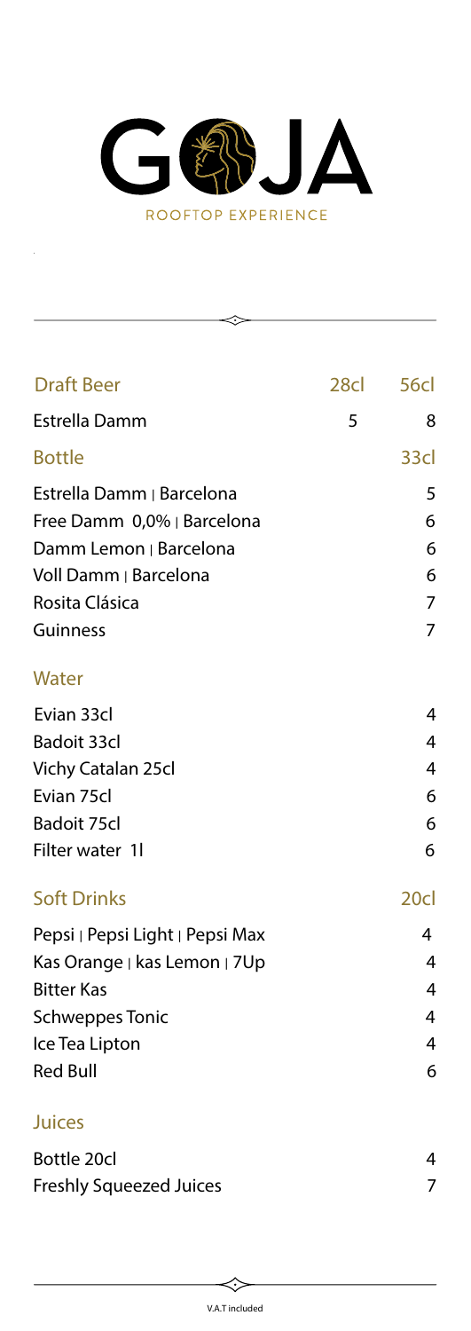# GOJA

ROOFTOP EXPERIENCE

| Draft Beer | 28cl | 56cl |
| --- | --- | --- |
| Estrella Damm | 5 | 8 |

| Bottle | 33cl |
| --- | --- |
| Estrella Damm ǀ Barcelona | 5 |
| Free Damm 0,0% ǀ Barcelona | 6 |
| Damm Lemon ǀ Barcelona | 6 |
| Voll Damm ǀ Barcelona | 6 |
| Rosita Clásica | 7 |
| Guinness | 7 |

| Water | |
| --- | --- |
| Evian 33cl | 4 |
| Badoit 33cl | 4 |
| Vichy Catalan 25cl | 4 |
| Evian 75cl | 6 |
| Badoit 75cl | 6 |
| Filter water 1l | 6 |

| Soft Drinks | 20cl |
| --- | --- |
| Pepsi ǀ Pepsi Light ǀ Pepsi Max | 4 |
| Kas Orange ǀ kas Lemon ǀ 7Up | 4 |
| Bitter Kas | 4 |
| Schweppes Tonic | 4 |
| Ice Tea Lipton | 4 |
| Red Bull | 6 |

| Juices | |
| --- | --- |
| Bottle 20cl | 4 |
| Freshly Squeezed Juices | 7 |

V.A.T included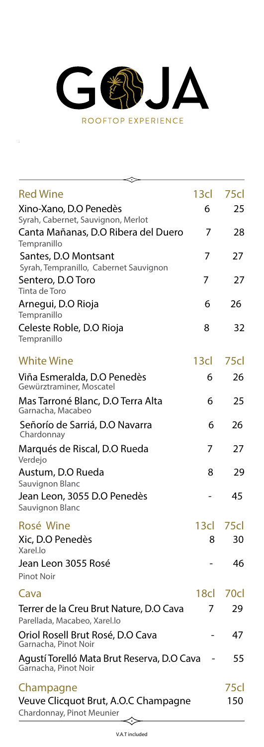# GOJA

ROOFTOP EXPERIENCE

| Red Wine | 13cl | 75cl |
|---|---|---|
| Xino-Xano, D.O Penedès<br>Syrah, Cabernet, Sauvignon, Merlot | 6 | 25 |
| Canta Mañanas, D.O Ribera del Duero<br>Tempranillo | 7 | 28 |
| Santes, D.O Montsant<br>Syrah, Tempranillo, Cabernet Sauvignon | 7 | 27 |
| Sentero, D.O Toro<br>Tinta de Toro | 7 | 27 |
| Arnegui, D.O Rioja<br>Tempranillo | 6 | 26 |
| Celeste Roble, D.O Rioja<br>Tempranillo | 8 | 32 |

| White Wine | 13cl | 75cl |
|---|---|---|
| Viña Esmeralda, D.O Penedès<br>Gewürztraminer, Moscatel | 6 | 26 |
| Mas Tarroné Blanc, D.O Terra Alta<br>Garnacha, Macabeo | 6 | 25 |
| Señorío de Sarriá, D.O Navarra<br>Chardonnay | 6 | 26 |
| Marqués de Riscal, D.O Rueda<br>Verdejo | 7 | 27 |
| Austum, D.O Rueda<br>Sauvignon Blanc | 8 | 29 |
| Jean Leon, 3055 D.O Penedès<br>Sauvignon Blanc | - | 45 |

| Rosé Wine | 13cl | 75cl |
|---|---|---|
| Xic, D.O Penedès<br>Xarel.lo | 8 | 30 |
| Jean Leon 3055 Rosé<br>Pinot Noir | - | 46 |

| Cava | 18cl | 70cl |
|---|---|---|
| Terrer de la Creu Brut Nature, D.O Cava<br>Parellada, Macabeo, Xarel.lo | 7 | 29 |
| Oriol Rosell Brut Rosé, D.O Cava<br>Garnacha, Pinot Noir | - | 47 |
| Agustí Torelló Mata Brut Reserva, D.O Cava<br>Garnacha, Pinot Noir | - | 55 |

| Champagne | 75cl |
|---|---|
| Veuve Clicquot Brut, A.O.C Champagne<br>Chardonnay, Pinot Meunier | 150 |

V.A.T included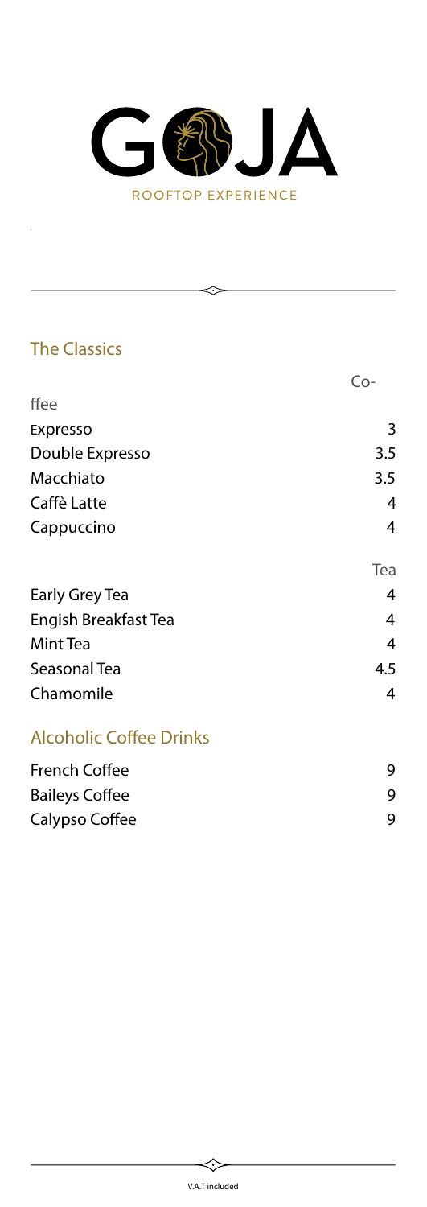# GOJA

ROOFTOP EXPERIENCE

## The Classics

| | |
|---|---|
| | Co- |
| ffee | |
| Expresso | 3 |
| Double Expresso | 3.5 |
| Macchiato | 3.5 |
| Caffè Latte | 4 |
| Cappuccino | 4 |
| | Tea |
| Early Grey Tea | 4 |
| Engish Breakfast Tea | 4 |
| Mint Tea | 4 |
| Seasonal Tea | 4.5 |
| Chamomile | 4 |

## Alcoholic Coffee Drinks

| | |
|---|---|
| French Coffee | 9 |
| Baileys Coffee | 9 |
| Calypso Coffee | 9 |

V.A.T included